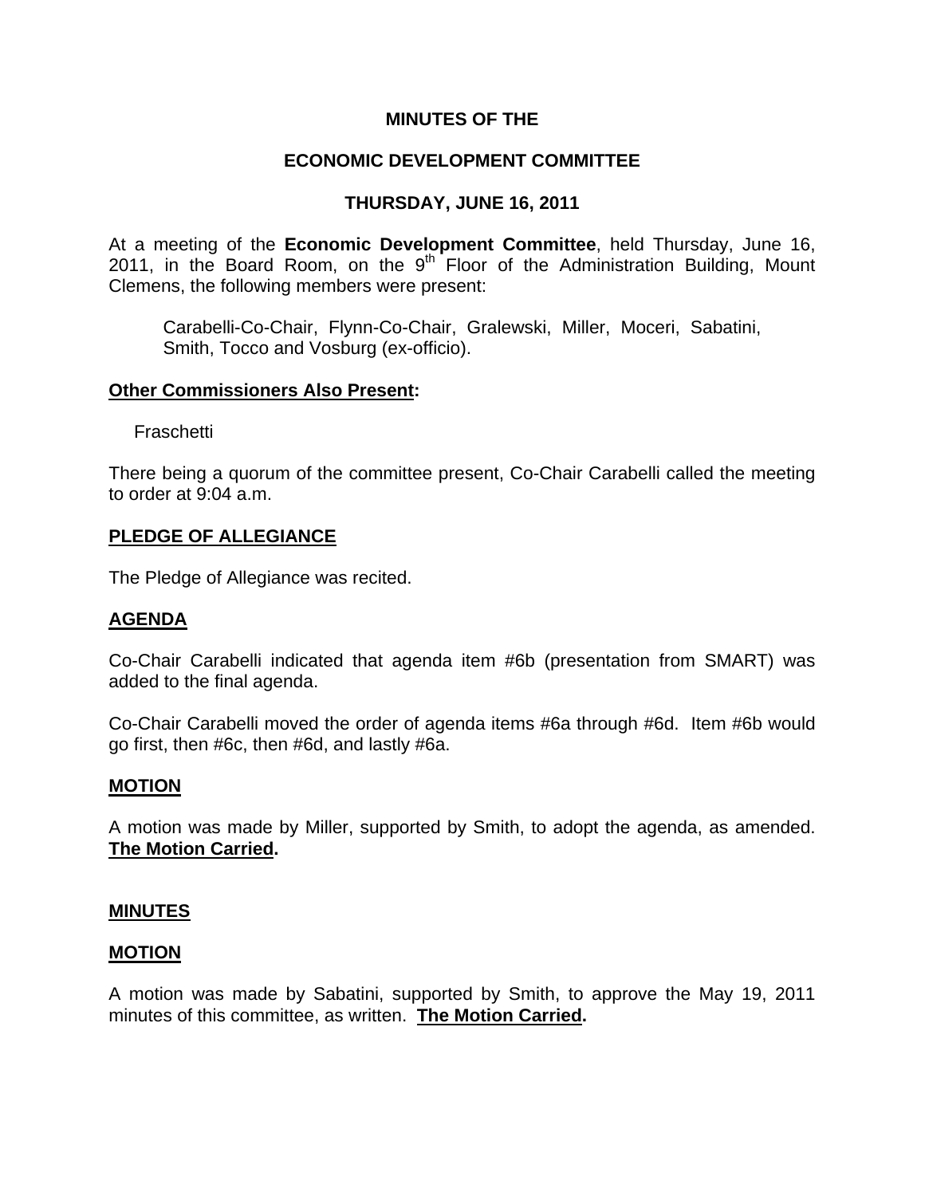**MINUTES OF THE**

**ECONOMIC DEVELOPMENT COMMITTEE**

**THURSDAY, JUNE 16, 2011**

At a meeting of the **Economic Development Committee**, held Thursday, June 16, 2011, in the Board Room, on the 9th Floor of the Administration Building, Mount Clemens, the following members were present:

Carabelli-Co-Chair, Flynn-Co-Chair, Gralewski, Miller, Moceri, Sabatini, Smith, Tocco and Vosburg (ex-officio).

**Other Commissioners Also Present:**

Fraschetti

There being a quorum of the committee present, Co-Chair Carabelli called the meeting to order at 9:04 a.m.

**PLEDGE OF ALLEGIANCE**

The Pledge of Allegiance was recited.

**AGENDA**

Co-Chair Carabelli indicated that agenda item #6b (presentation from SMART) was added to the final agenda.

Co-Chair Carabelli moved the order of agenda items #6a through #6d. Item #6b would go first, then #6c, then #6d, and lastly #6a.

**MOTION**

A motion was made by Miller, supported by Smith, to adopt the agenda, as amended. **The Motion Carried.**

**MINUTES**

**MOTION**

A motion was made by Sabatini, supported by Smith, to approve the May 19, 2011 minutes of this committee, as written. **The Motion Carried.**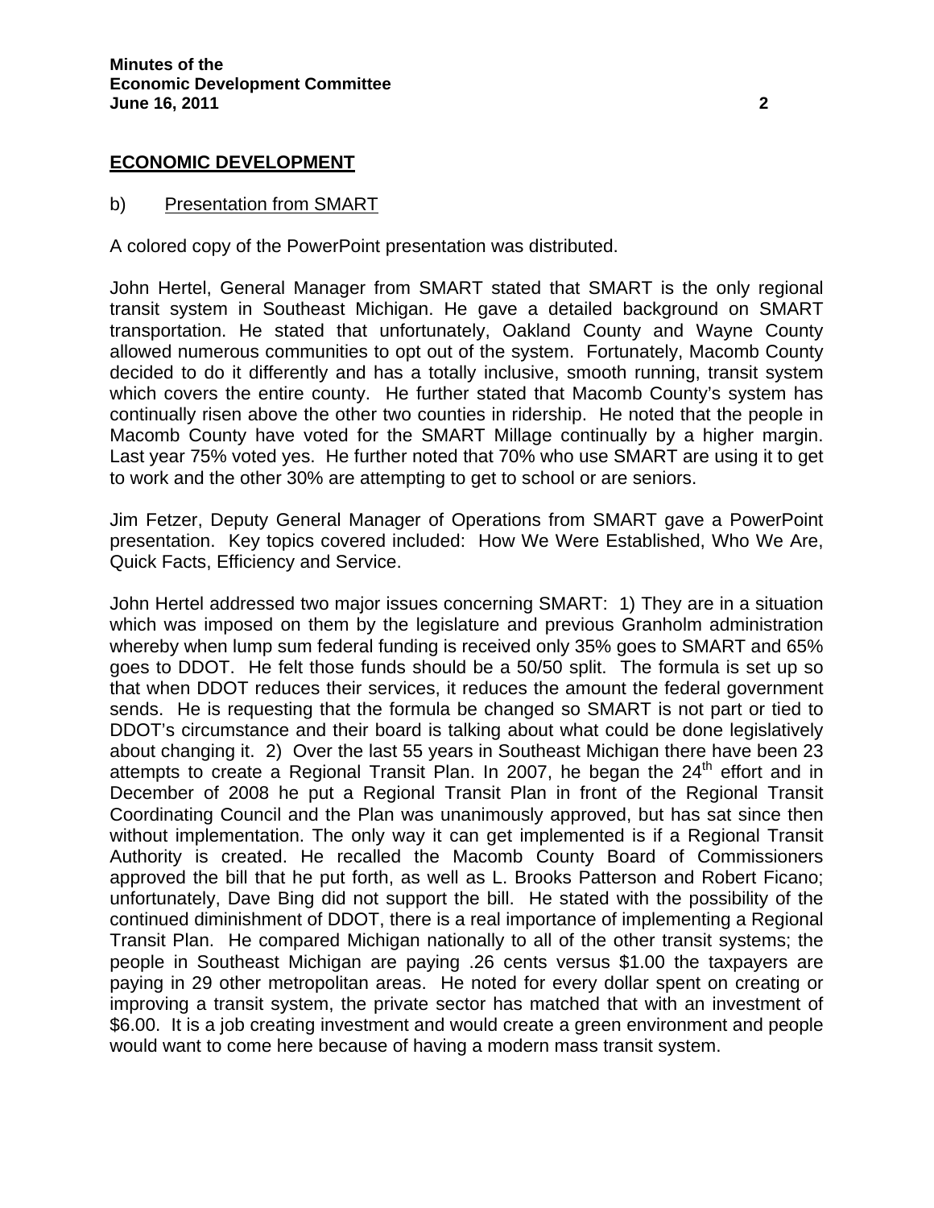## ECONOMIC DEVELOPMENT

b) Presentation from SMART

A colored copy of the PowerPoint presentation was distributed.

John Hertel, General Manager from SMART stated that SMART is the only regional transit system in Southeast Michigan. He gave a detailed background on SMART transportation. He stated that unfortunately, Oakland County and Wayne County allowed numerous communities to opt out of the system. Fortunately, Macomb County decided to do it differently and has a totally inclusive, smooth running, transit system which covers the entire county. He further stated that Macomb County's system has continually risen above the other two counties in ridership. He noted that the people in Macomb County have voted for the SMART Millage continually by a higher margin. Last year 75% voted yes. He further noted that 70% who use SMART are using it to get to work and the other 30% are attempting to get to school or are seniors.

Jim Fetzer, Deputy General Manager of Operations from SMART gave a PowerPoint presentation. Key topics covered included: How We Were Established, Who We Are, Quick Facts, Efficiency and Service.

John Hertel addressed two major issues concerning SMART: 1) They are in a situation which was imposed on them by the legislature and previous Granholm administration whereby when lump sum federal funding is received only 35% goes to SMART and 65% goes to DDOT. He felt those funds should be a 50/50 split. The formula is set up so that when DDOT reduces their services, it reduces the amount the federal government sends. He is requesting that the formula be changed so SMART is not part or tied to DDOT's circumstance and their board is talking about what could be done legislatively about changing it. 2) Over the last 55 years in Southeast Michigan there have been 23 attempts to create a Regional Transit Plan. In 2007, he began the 24th effort and in December of 2008 he put a Regional Transit Plan in front of the Regional Transit Coordinating Council and the Plan was unanimously approved, but has sat since then without implementation. The only way it can get implemented is if a Regional Transit Authority is created. He recalled the Macomb County Board of Commissioners approved the bill that he put forth, as well as L. Brooks Patterson and Robert Ficano; unfortunately, Dave Bing did not support the bill. He stated with the possibility of the continued diminishment of DDOT, there is a real importance of implementing a Regional Transit Plan. He compared Michigan nationally to all of the other transit systems; the people in Southeast Michigan are paying .26 cents versus $1.00 the taxpayers are paying in 29 other metropolitan areas. He noted for every dollar spent on creating or improving a transit system, the private sector has matched that with an investment of $6.00. It is a job creating investment and would create a green environment and people would want to come here because of having a modern mass transit system.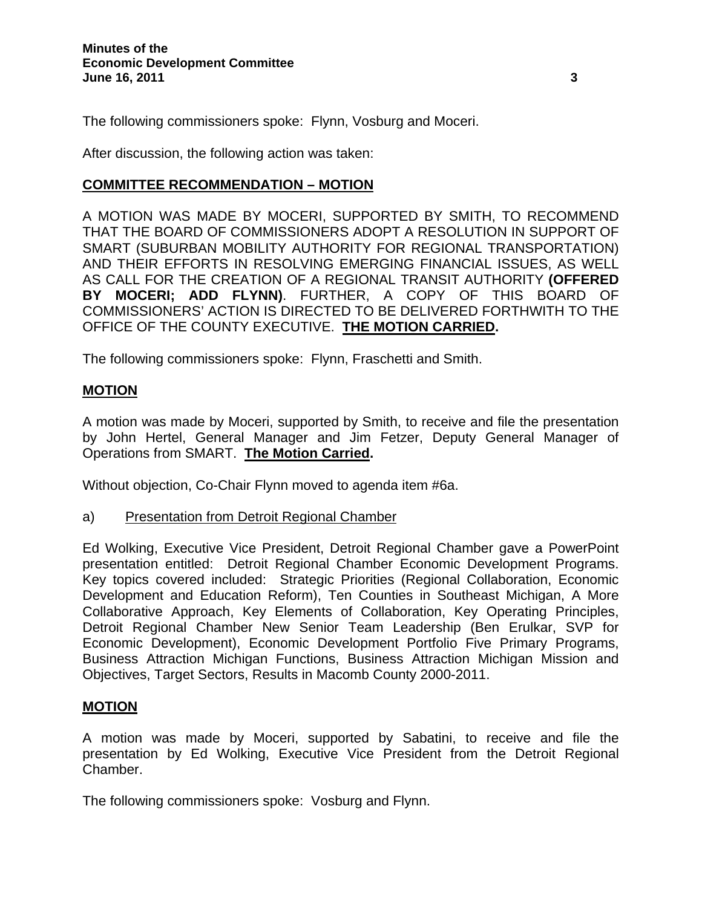The following commissioners spoke: Flynn, Vosburg and Moceri.

After discussion, the following action was taken:

**COMMITTEE RECOMMENDATION – MOTION**

A MOTION WAS MADE BY MOCERI, SUPPORTED BY SMITH, TO RECOMMEND THAT THE BOARD OF COMMISSIONERS ADOPT A RESOLUTION IN SUPPORT OF SMART (SUBURBAN MOBILITY AUTHORITY FOR REGIONAL TRANSPORTATION) AND THEIR EFFORTS IN RESOLVING EMERGING FINANCIAL ISSUES, AS WELL AS CALL FOR THE CREATION OF A REGIONAL TRANSIT AUTHORITY **(OFFERED BY MOCERI; ADD FLYNN)**. FURTHER, A COPY OF THIS BOARD OF COMMISSIONERS' ACTION IS DIRECTED TO BE DELIVERED FORTHWITH TO THE OFFICE OF THE COUNTY EXECUTIVE. **THE MOTION CARRIED.**

The following commissioners spoke: Flynn, Fraschetti and Smith.

**MOTION**

A motion was made by Moceri, supported by Smith, to receive and file the presentation by John Hertel, General Manager and Jim Fetzer, Deputy General Manager of Operations from SMART. **The Motion Carried.**

Without objection, Co-Chair Flynn moved to agenda item #6a.

a) Presentation from Detroit Regional Chamber

Ed Wolking, Executive Vice President, Detroit Regional Chamber gave a PowerPoint presentation entitled: Detroit Regional Chamber Economic Development Programs. Key topics covered included: Strategic Priorities (Regional Collaboration, Economic Development and Education Reform), Ten Counties in Southeast Michigan, A More Collaborative Approach, Key Elements of Collaboration, Key Operating Principles, Detroit Regional Chamber New Senior Team Leadership (Ben Erulkar, SVP for Economic Development), Economic Development Portfolio Five Primary Programs, Business Attraction Michigan Functions, Business Attraction Michigan Mission and Objectives, Target Sectors, Results in Macomb County 2000-2011.

**MOTION**

A motion was made by Moceri, supported by Sabatini, to receive and file the presentation by Ed Wolking, Executive Vice President from the Detroit Regional Chamber.

The following commissioners spoke: Vosburg and Flynn.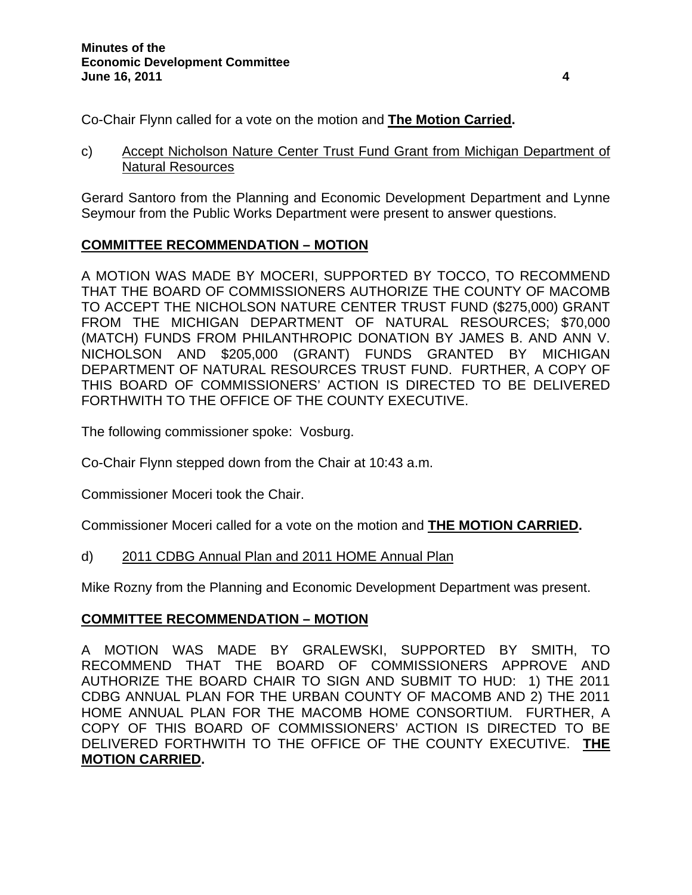Co-Chair Flynn called for a vote on the motion and **The Motion Carried.**

c) Accept Nicholson Nature Center Trust Fund Grant from Michigan Department of Natural Resources

Gerard Santoro from the Planning and Economic Development Department and Lynne Seymour from the Public Works Department were present to answer questions.

**COMMITTEE RECOMMENDATION – MOTION**

A MOTION WAS MADE BY MOCERI, SUPPORTED BY TOCCO, TO RECOMMEND THAT THE BOARD OF COMMISSIONERS AUTHORIZE THE COUNTY OF MACOMB TO ACCEPT THE NICHOLSON NATURE CENTER TRUST FUND ($275,000) GRANT FROM THE MICHIGAN DEPARTMENT OF NATURAL RESOURCES; $70,000 (MATCH) FUNDS FROM PHILANTHROPIC DONATION BY JAMES B. AND ANN V. NICHOLSON AND $205,000 (GRANT) FUNDS GRANTED BY MICHIGAN DEPARTMENT OF NATURAL RESOURCES TRUST FUND. FURTHER, A COPY OF THIS BOARD OF COMMISSIONERS' ACTION IS DIRECTED TO BE DELIVERED FORTHWITH TO THE OFFICE OF THE COUNTY EXECUTIVE.

The following commissioner spoke: Vosburg.

Co-Chair Flynn stepped down from the Chair at 10:43 a.m.

Commissioner Moceri took the Chair.

Commissioner Moceri called for a vote on the motion and **THE MOTION CARRIED.**

d) 2011 CDBG Annual Plan and 2011 HOME Annual Plan

Mike Rozny from the Planning and Economic Development Department was present.

**COMMITTEE RECOMMENDATION – MOTION**

A MOTION WAS MADE BY GRALEWSKI, SUPPORTED BY SMITH, TO RECOMMEND THAT THE BOARD OF COMMISSIONERS APPROVE AND AUTHORIZE THE BOARD CHAIR TO SIGN AND SUBMIT TO HUD: 1) THE 2011 CDBG ANNUAL PLAN FOR THE URBAN COUNTY OF MACOMB AND 2) THE 2011 HOME ANNUAL PLAN FOR THE MACOMB HOME CONSORTIUM. FURTHER, A COPY OF THIS BOARD OF COMMISSIONERS' ACTION IS DIRECTED TO BE DELIVERED FORTHWITH TO THE OFFICE OF THE COUNTY EXECUTIVE. **THE MOTION CARRIED.**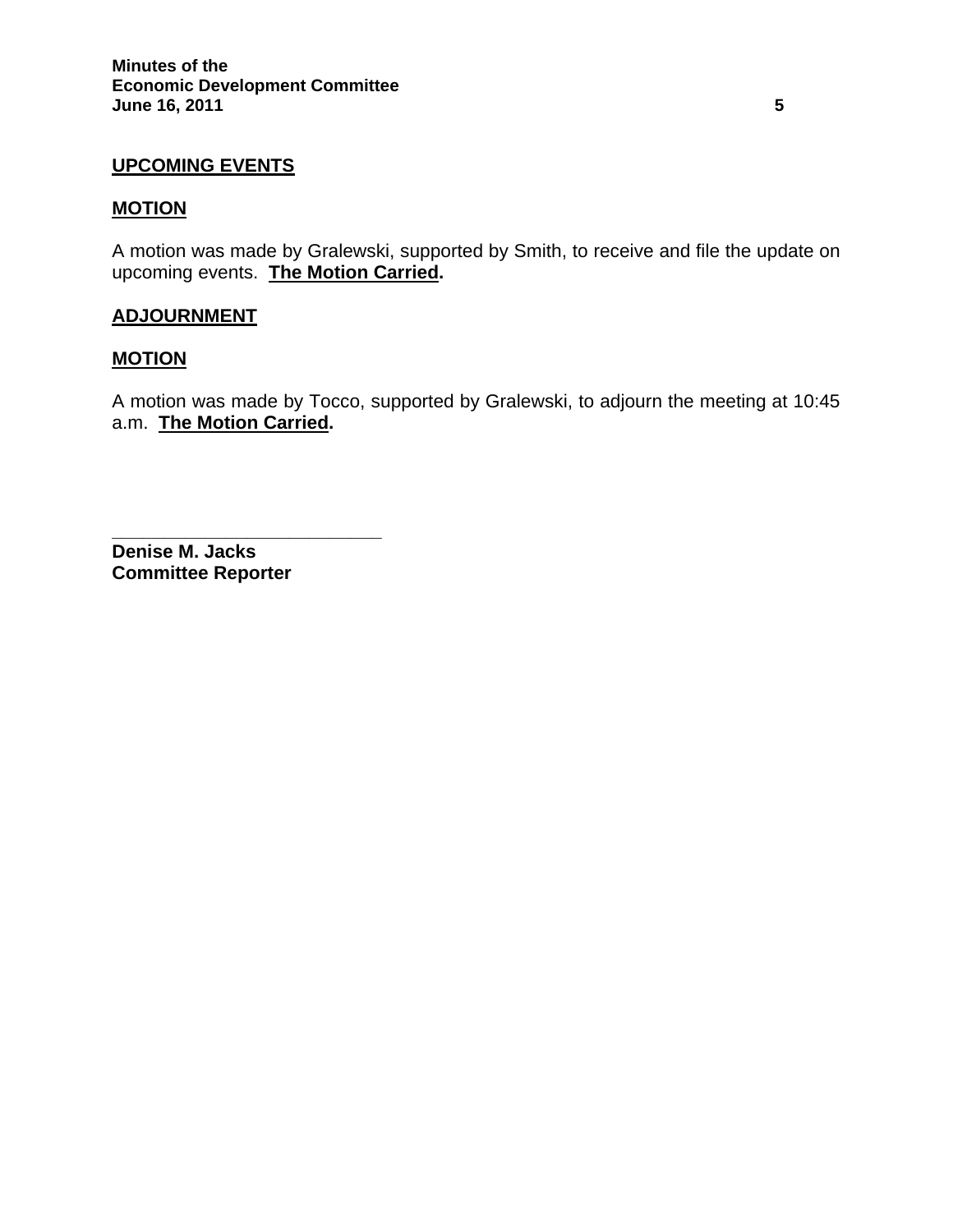**UPCOMING EVENTS**

**MOTION**

A motion was made by Gralewski, supported by Smith, to receive and file the update on upcoming events. **The Motion Carried.**

**ADJOURNMENT**

**MOTION**

A motion was made by Tocco, supported by Gralewski, to adjourn the meeting at 10:45 a.m. **The Motion Carried.**

___________________________

**Denise M. Jacks**
**Committee Reporter**